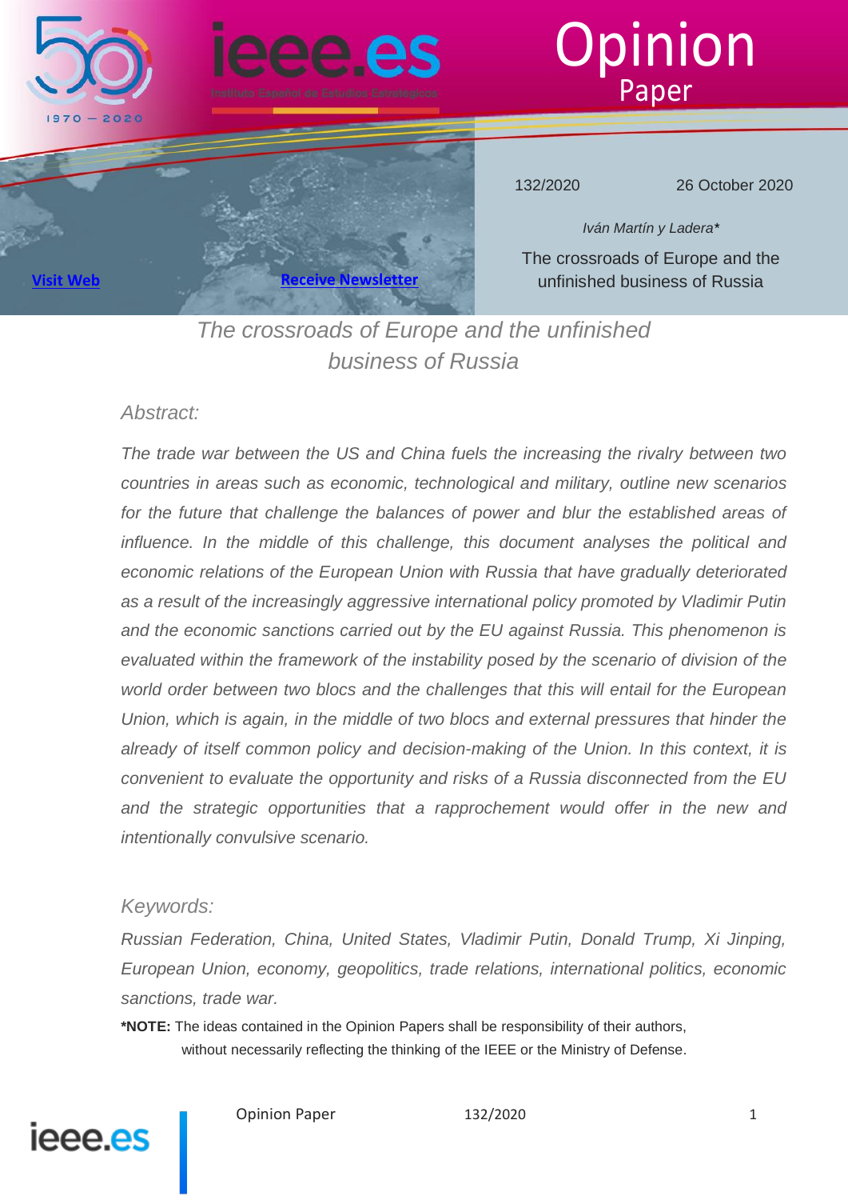Opinion Paper

132/2020 26 October 2020

*Iván Martín y Ladera**

The crossroads of Europe and the unfinished business of Russia

[Visit Web](#) [Receive Newsletter](#)

# *The crossroads of Europe and the unfinished business of Russia*

## *Abstract:*

*The trade war between the US and China fuels the increasing the rivalry between two countries in areas such as economic, technological and military, outline new scenarios for the future that challenge the balances of power and blur the established areas of influence. In the middle of this challenge, this document analyses the political and economic relations of the European Union with Russia that have gradually deteriorated as a result of the increasingly aggressive international policy promoted by Vladimir Putin and the economic sanctions carried out by the EU against Russia. This phenomenon is evaluated within the framework of the instability posed by the scenario of division of the world order between two blocs and the challenges that this will entail for the European Union, which is again, in the middle of two blocs and external pressures that hinder the already of itself common policy and decision-making of the Union. In this context, it is convenient to evaluate the opportunity and risks of a Russia disconnected from the EU and the strategic opportunities that a rapprochement would offer in the new and intentionally convulsive scenario.*

## *Keywords:*

*Russian Federation, China, United States, Vladimir Putin, Donald Trump, Xi Jinping, European Union, economy, geopolitics, trade relations, international politics, economic sanctions, trade war.*

**\*NOTE:** The ideas contained in the Opinion Papers shall be responsibility of their authors, without necessarily reflecting the thinking of the IEEE or the Ministry of Defense.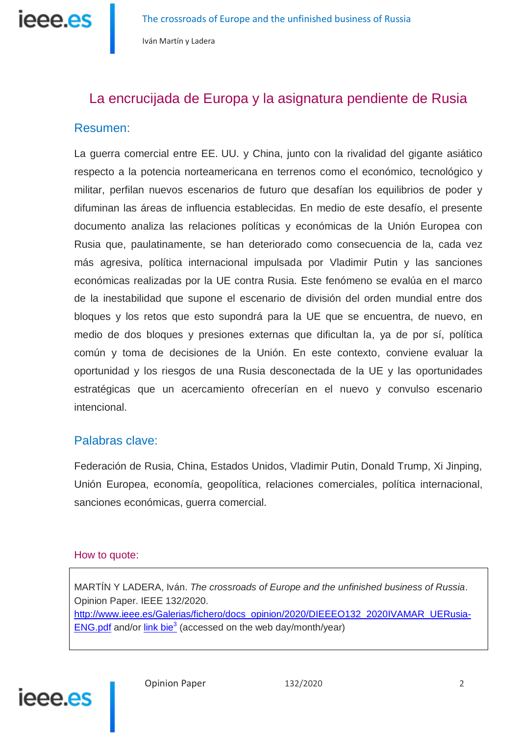# La encrucijada de Europa y la asignatura pendiente de Rusia

## Resumen:

La guerra comercial entre EE. UU. y China, junto con la rivalidad del gigante asiático respecto a la potencia norteamericana en terrenos como el económico, tecnológico y militar, perfilan nuevos escenarios de futuro que desafían los equilibrios de poder y difuminan las áreas de influencia establecidas. En medio de este desafío, el presente documento analiza las relaciones políticas y económicas de la Unión Europea con Rusia que, paulatinamente, se han deteriorado como consecuencia de la, cada vez más agresiva, política internacional impulsada por Vladimir Putin y las sanciones económicas realizadas por la UE contra Rusia. Este fenómeno se evalúa en el marco de la inestabilidad que supone el escenario de división del orden mundial entre dos bloques y los retos que esto supondrá para la UE que se encuentra, de nuevo, en medio de dos bloques y presiones externas que dificultan la, ya de por sí, política común y toma de decisiones de la Unión. En este contexto, conviene evaluar la oportunidad y los riesgos de una Rusia desconectada de la UE y las oportunidades estratégicas que un acercamiento ofrecerían en el nuevo y convulso escenario intencional.

## Palabras clave:

Federación de Rusia, China, Estados Unidos, Vladimir Putin, Donald Trump, Xi Jinping, Unión Europea, economía, geopolítica, relaciones comerciales, política internacional, sanciones económicas, guerra comercial.

## How to quote:

MARTÍN Y LADERA, Iván. *The crossroads of Europe and the unfinished business of Russia*. Opinion Paper. IEEE 132/2020. http://www.ieee.es/Galerias/fichero/docs_opinion/2020/DIEEEO132_2020IVAMAR_UERusia-ENG.pdf and/or link bie[3] (accessed on the web day/month/year)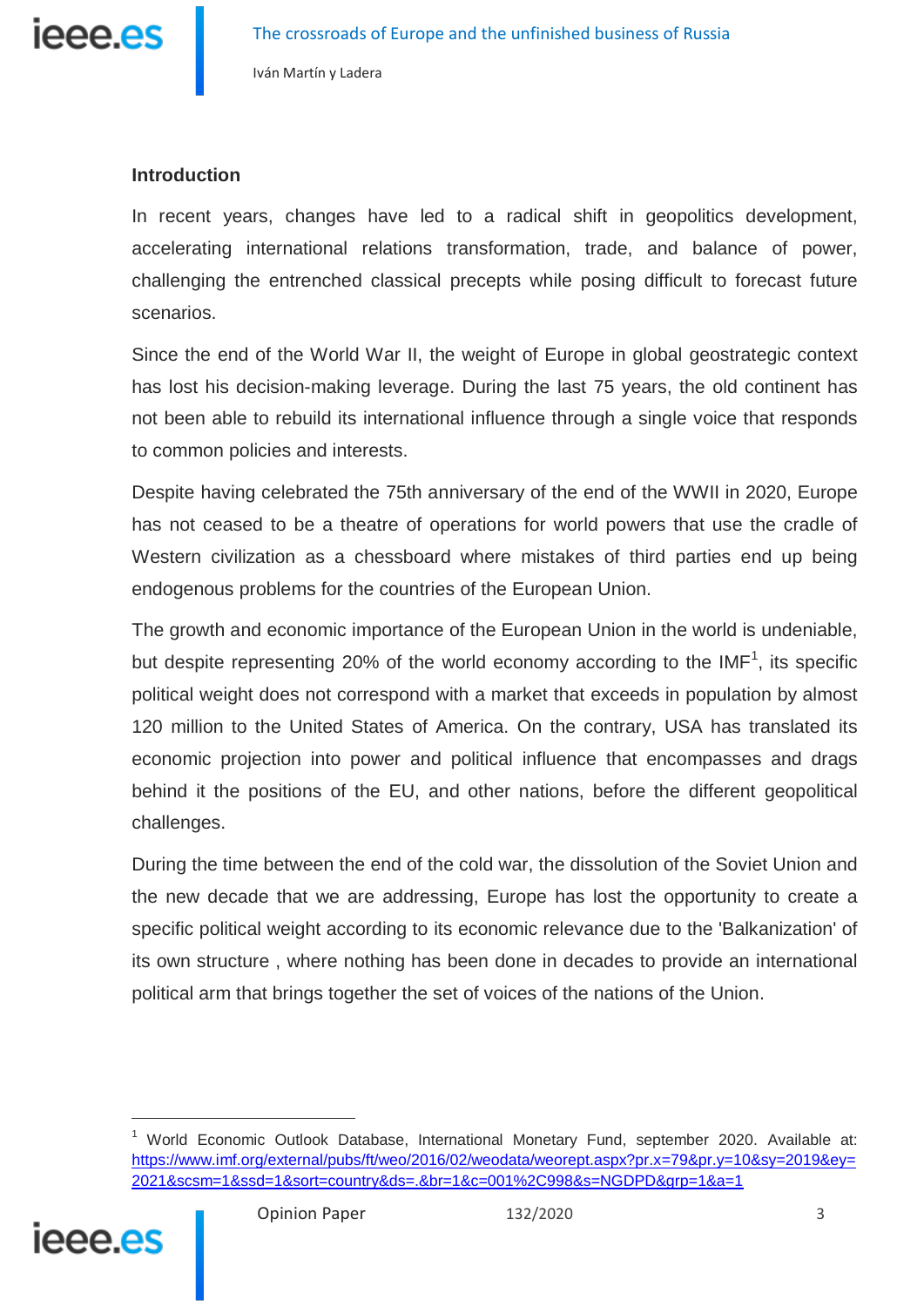**Introduction**

In recent years, changes have led to a radical shift in geopolitics development, accelerating international relations transformation, trade, and balance of power, challenging the entrenched classical precepts while posing difficult to forecast future scenarios.

Since the end of the World War II, the weight of Europe in global geostrategic context has lost his decision-making leverage. During the last 75 years, the old continent has not been able to rebuild its international influence through a single voice that responds to common policies and interests.

Despite having celebrated the 75th anniversary of the end of the WWII in 2020, Europe has not ceased to be a theatre of operations for world powers that use the cradle of Western civilization as a chessboard where mistakes of third parties end up being endogenous problems for the countries of the European Union.

The growth and economic importance of the European Union in the world is undeniable, but despite representing 20% of the world economy according to the IMF[1], its specific political weight does not correspond with a market that exceeds in population by almost 120 million to the United States of America. On the contrary, USA has translated its economic projection into power and political influence that encompasses and drags behind it the positions of the EU, and other nations, before the different geopolitical challenges.

During the time between the end of the cold war, the dissolution of the Soviet Union and the new decade that we are addressing, Europe has lost the opportunity to create a specific political weight according to its economic relevance due to the 'Balkanization' of its own structure , where nothing has been done in decades to provide an international political arm that brings together the set of voices of the nations of the Union.

---

[1] World Economic Outlook Database, International Monetary Fund, september 2020. Available at: https://www.imf.org/external/pubs/ft/weo/2016/02/weodata/weorept.aspx?pr.x=79&pr.y=10&sy=2019&ey=2021&scsm=1&ssd=1&sort=country&ds=.&br=1&c=001%2C998&s=NGDPD&grp=1&a=1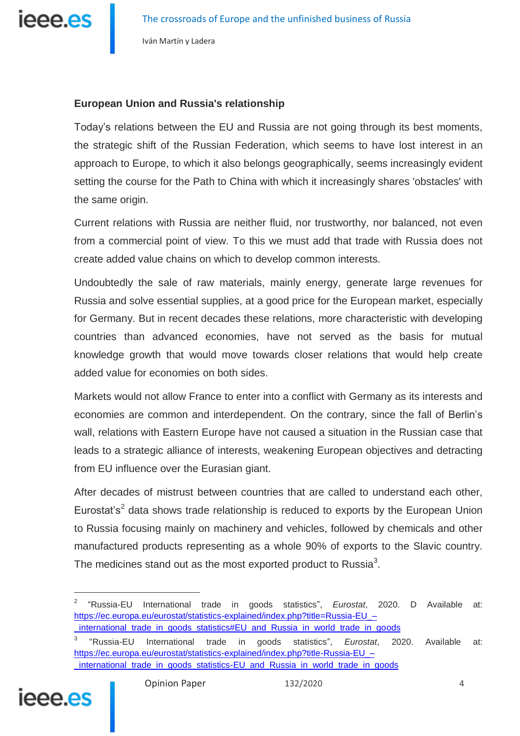**European Union and Russia's relationship**

Today's relations between the EU and Russia are not going through its best moments, the strategic shift of the Russian Federation, which seems to have lost interest in an approach to Europe, to which it also belongs geographically, seems increasingly evident setting the course for the Path to China with which it increasingly shares 'obstacles' with the same origin.

Current relations with Russia are neither fluid, nor trustworthy, nor balanced, not even from a commercial point of view. To this we must add that trade with Russia does not create added value chains on which to develop common interests.

Undoubtedly the sale of raw materials, mainly energy, generate large revenues for Russia and solve essential supplies, at a good price for the European market, especially for Germany. But in recent decades these relations, more characteristic with developing countries than advanced economies, have not served as the basis for mutual knowledge growth that would move towards closer relations that would help create added value for economies on both sides.

Markets would not allow France to enter into a conflict with Germany as its interests and economies are common and interdependent. On the contrary, since the fall of Berlin's wall, relations with Eastern Europe have not caused a situation in the Russian case that leads to a strategic alliance of interests, weakening European objectives and detracting from EU influence over the Eurasian giant.

After decades of mistrust between countries that are called to understand each other, Eurostat's[2] data shows trade relationship is reduced to exports by the European Union to Russia focusing mainly on machinery and vehicles, followed by chemicals and other manufactured products representing as a whole 90% of exports to the Slavic country. The medicines stand out as the most exported product to Russia[3].

---

[2] "Russia-EU International trade in goods statistics", *Eurostat*, 2020. D Available at: https://ec.europa.eu/eurostat/statistics-explained/index.php?title=Russia-EU_–_international_trade_in_goods_statistics#EU_and_Russia_in_world_trade_in_goods

[3] "Russia-EU International trade in goods statistics", *Eurostat*, 2020. Available at: https://ec.europa.eu/eurostat/statistics-explained/index.php?title-Russia-EU_–_international_trade_in_goods_statistics-EU_and_Russia_in_world_trade_in_goods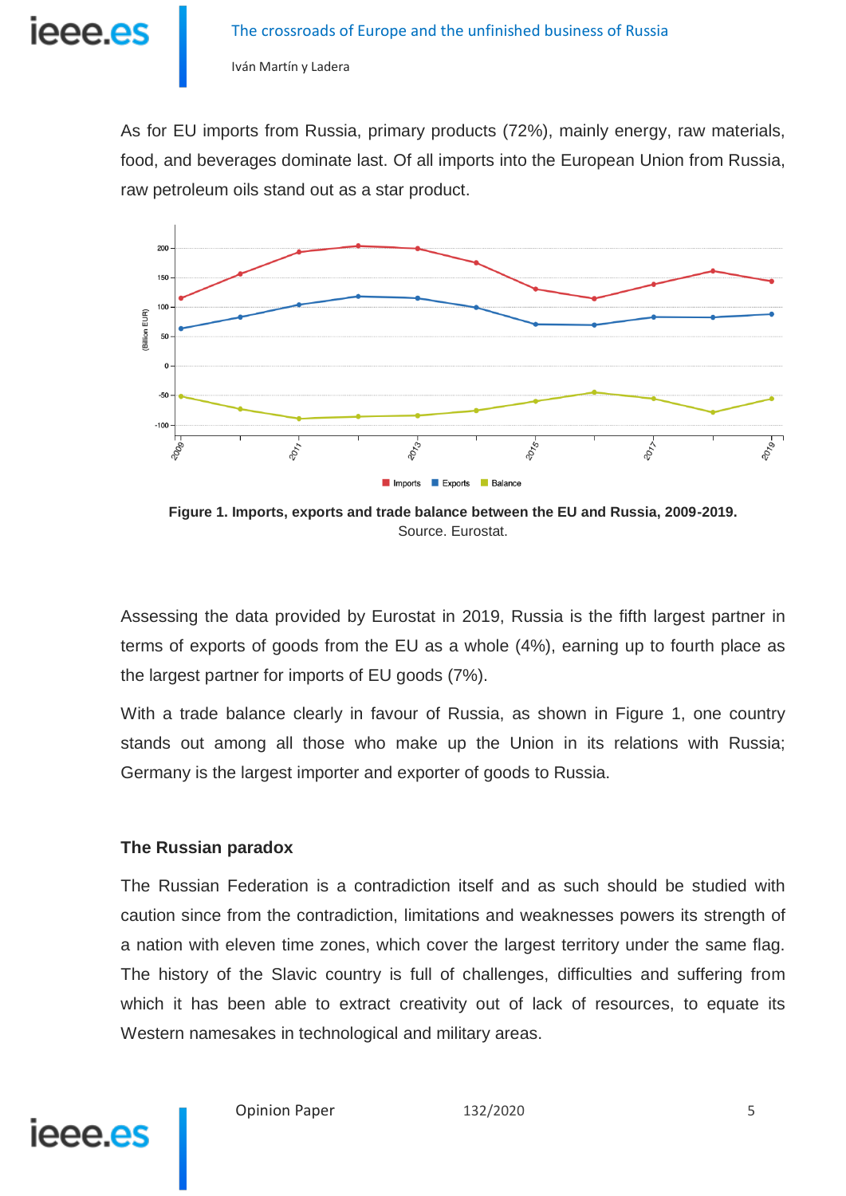As for EU imports from Russia, primary products (72%), mainly energy, raw materials, food, and beverages dominate last. Of all imports into the European Union from Russia, raw petroleum oils stand out as a star product.

**Figure 1. Imports, exports and trade balance between the EU and Russia, 2009-2019.**
Source. Eurostat.

Assessing the data provided by Eurostat in 2019, Russia is the fifth largest partner in terms of exports of goods from the EU as a whole (4%), earning up to fourth place as the largest partner for imports of EU goods (7%).

With a trade balance clearly in favour of Russia, as shown in Figure 1, one country stands out among all those who make up the Union in its relations with Russia; Germany is the largest importer and exporter of goods to Russia.

### The Russian paradox

The Russian Federation is a contradiction itself and as such should be studied with caution since from the contradiction, limitations and weaknesses powers its strength of a nation with eleven time zones, which cover the largest territory under the same flag. The history of the Slavic country is full of challenges, difficulties and suffering from which it has been able to extract creativity out of lack of resources, to equate its Western namesakes in technological and military areas.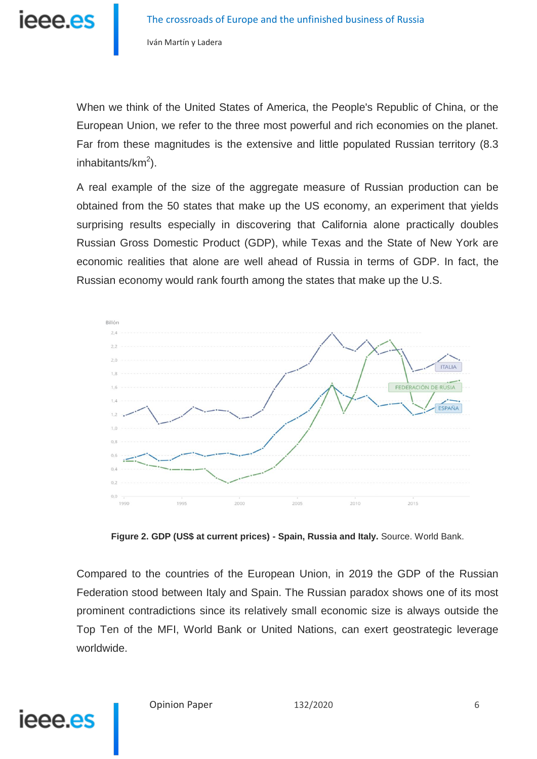When we think of the United States of America, the People's Republic of China, or the European Union, we refer to the three most powerful and rich economies on the planet. Far from these magnitudes is the extensive and little populated Russian territory (8.3 inhabitants/km$^2$).

A real example of the size of the aggregate measure of Russian production can be obtained from the 50 states that make up the US economy, an experiment that yields surprising results especially in discovering that California alone practically doubles Russian Gross Domestic Product (GDP), while Texas and the State of New York are economic realities that alone are well ahead of Russia in terms of GDP. In fact, the Russian economy would rank fourth among the states that make up the U.S.

**Figure 2. GDP (US$ at current prices) - Spain, Russia and Italy.** Source. World Bank.

Compared to the countries of the European Union, in 2019 the GDP of the Russian Federation stood between Italy and Spain. The Russian paradox shows one of its most prominent contradictions since its relatively small economic size is always outside the Top Ten of the MFI, World Bank or United Nations, can exert geostrategic leverage worldwide.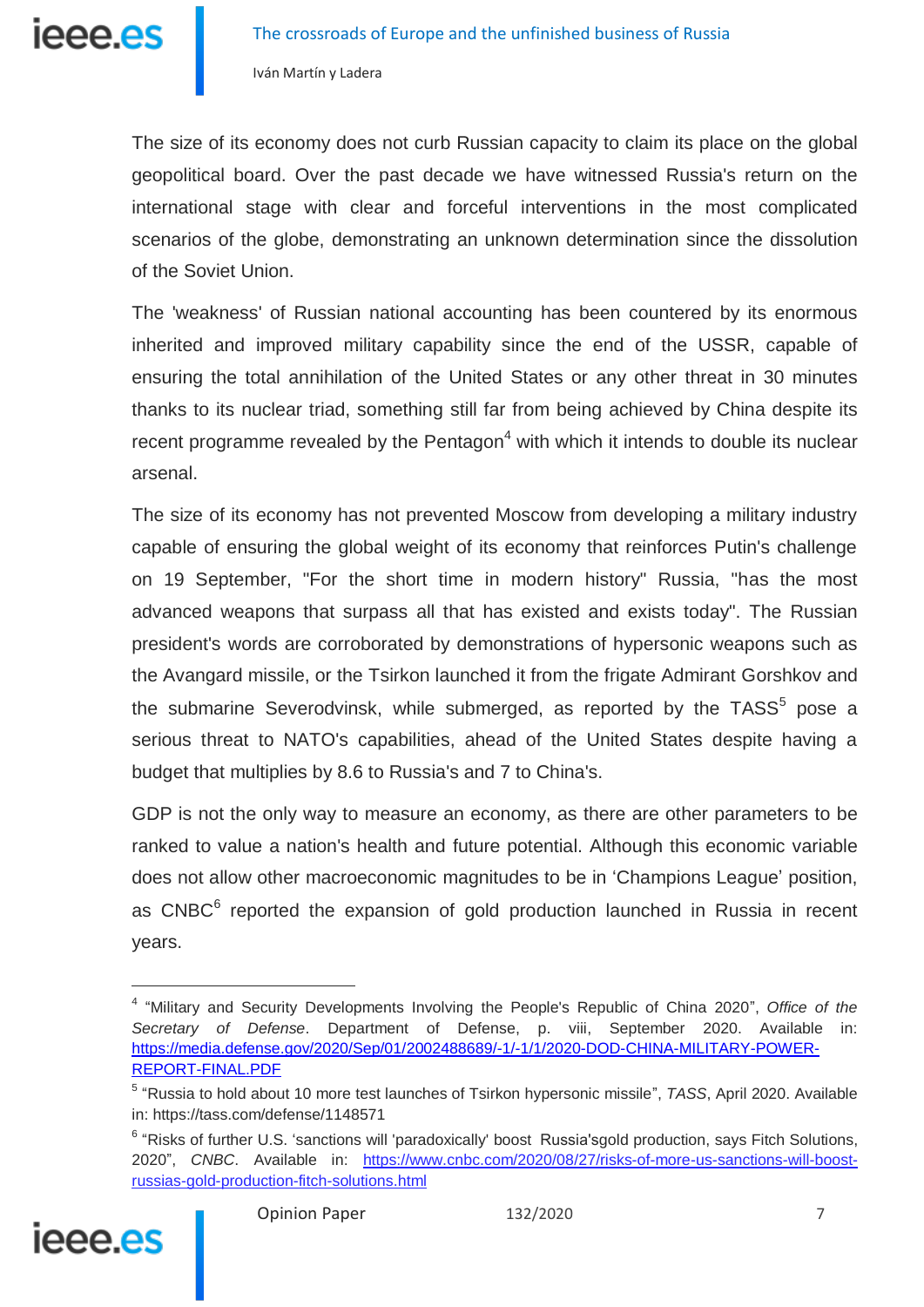The size of its economy does not curb Russian capacity to claim its place on the global geopolitical board. Over the past decade we have witnessed Russia's return on the international stage with clear and forceful interventions in the most complicated scenarios of the globe, demonstrating an unknown determination since the dissolution of the Soviet Union.

The 'weakness' of Russian national accounting has been countered by its enormous inherited and improved military capability since the end of the USSR, capable of ensuring the total annihilation of the United States or any other threat in 30 minutes thanks to its nuclear triad, something still far from being achieved by China despite its recent programme revealed by the Pentagon[4] with which it intends to double its nuclear arsenal.

The size of its economy has not prevented Moscow from developing a military industry capable of ensuring the global weight of its economy that reinforces Putin's challenge on 19 September, "For the short time in modern history" Russia, "has the most advanced weapons that surpass all that has existed and exists today". The Russian president's words are corroborated by demonstrations of hypersonic weapons such as the Avangard missile, or the Tsirkon launched it from the frigate Admirant Gorshkov and the submarine Severodvinsk, while submerged, as reported by the TASS[5] pose a serious threat to NATO's capabilities, ahead of the United States despite having a budget that multiplies by 8.6 to Russia's and 7 to China's.

GDP is not the only way to measure an economy, as there are other parameters to be ranked to value a nation's health and future potential. Although this economic variable does not allow other macroeconomic magnitudes to be in 'Champions League' position, as CNBC[6] reported the expansion of gold production launched in Russia in recent years.

---

[4] "Military and Security Developments Involving the People's Republic of China 2020", *Office of the Secretary of Defense*. Department of Defense, p. viii, September 2020. Available in: https://media.defense.gov/2020/Sep/01/2002488689/-1/-1/1/2020-DOD-CHINA-MILITARY-POWER-REPORT-FINAL.PDF

[5] "Russia to hold about 10 more test launches of Tsirkon hypersonic missile", *TASS*, April 2020. Available in: https://tass.com/defense/1148571

[6] "Risks of further U.S. 'sanctions will 'paradoxically' boost Russia'sgold production, says Fitch Solutions, 2020", *CNBC*. Available in: https://www.cnbc.com/2020/08/27/risks-of-more-us-sanctions-will-boost-russias-gold-production-fitch-solutions.html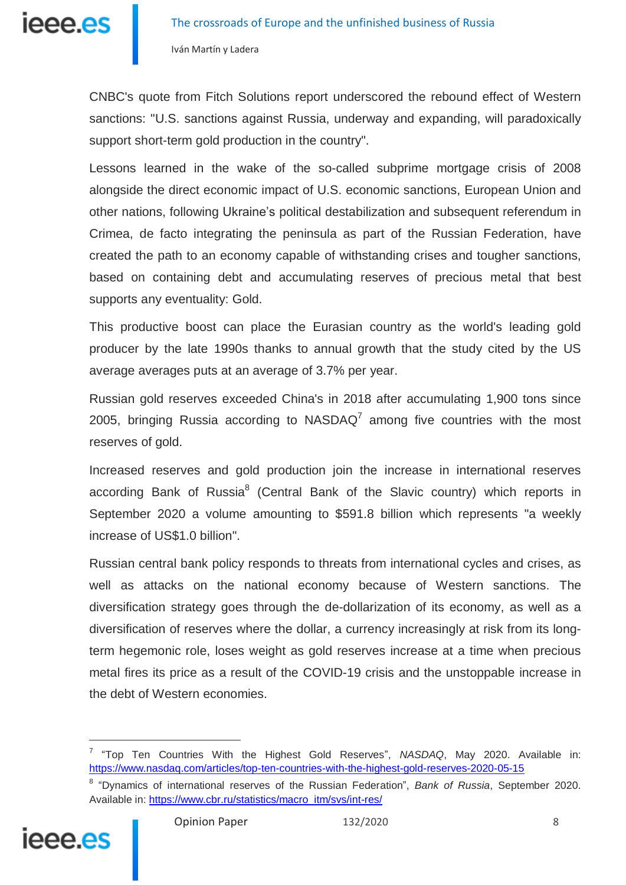CNBC's quote from Fitch Solutions report underscored the rebound effect of Western sanctions: "U.S. sanctions against Russia, underway and expanding, will paradoxically support short-term gold production in the country".

Lessons learned in the wake of the so-called subprime mortgage crisis of 2008 alongside the direct economic impact of U.S. economic sanctions, European Union and other nations, following Ukraine's political destabilization and subsequent referendum in Crimea, de facto integrating the peninsula as part of the Russian Federation, have created the path to an economy capable of withstanding crises and tougher sanctions, based on containing debt and accumulating reserves of precious metal that best supports any eventuality: Gold.

This productive boost can place the Eurasian country as the world's leading gold producer by the late 1990s thanks to annual growth that the study cited by the US average averages puts at an average of 3.7% per year.

Russian gold reserves exceeded China's in 2018 after accumulating 1,900 tons since 2005, bringing Russia according to NASDAQ[7] among five countries with the most reserves of gold.

Increased reserves and gold production join the increase in international reserves according Bank of Russia[8] (Central Bank of the Slavic country) which reports in September 2020 a volume amounting to $591.8 billion which represents "a weekly increase of US$1.0 billion".

Russian central bank policy responds to threats from international cycles and crises, as well as attacks on the national economy because of Western sanctions. The diversification strategy goes through the de-dollarization of its economy, as well as a diversification of reserves where the dollar, a currency increasingly at risk from its long-term hegemonic role, loses weight as gold reserves increase at a time when precious metal fires its price as a result of the COVID-19 crisis and the unstoppable increase in the debt of Western economies.

---

[7] "Top Ten Countries With the Highest Gold Reserves", *NASDAQ*, May 2020. Available in: https://www.nasdaq.com/articles/top-ten-countries-with-the-highest-gold-reserves-2020-05-15

[8] "Dynamics of international reserves of the Russian Federation", *Bank of Russia*, September 2020. Available in: https://www.cbr.ru/statistics/macro_itm/svs/int-res/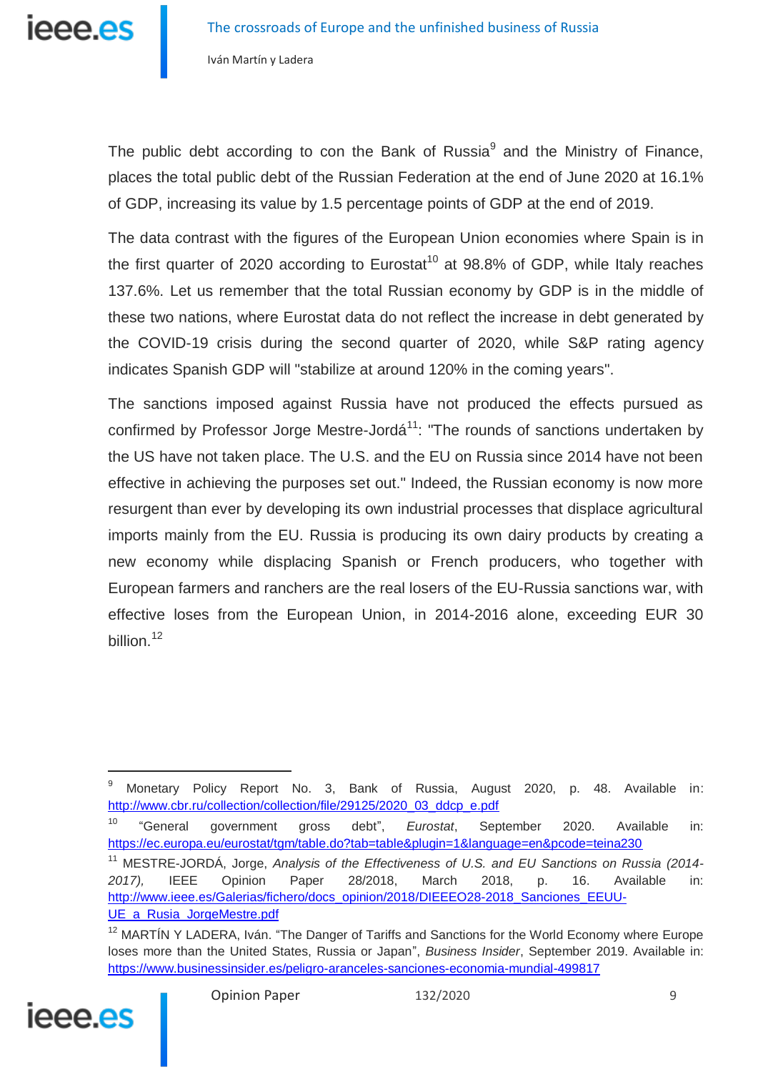The public debt according to con the Bank of Russia[9] and the Ministry of Finance, places the total public debt of the Russian Federation at the end of June 2020 at 16.1% of GDP, increasing its value by 1.5 percentage points of GDP at the end of 2019.

The data contrast with the figures of the European Union economies where Spain is in the first quarter of 2020 according to Eurostat[10] at 98.8% of GDP, while Italy reaches 137.6%. Let us remember that the total Russian economy by GDP is in the middle of these two nations, where Eurostat data do not reflect the increase in debt generated by the COVID-19 crisis during the second quarter of 2020, while S&P rating agency indicates Spanish GDP will "stabilize at around 120% in the coming years".

The sanctions imposed against Russia have not produced the effects pursued as confirmed by Professor Jorge Mestre-Jordá[11]: "The rounds of sanctions undertaken by the US have not taken place. The U.S. and the EU on Russia since 2014 have not been effective in achieving the purposes set out." Indeed, the Russian economy is now more resurgent than ever by developing its own industrial processes that displace agricultural imports mainly from the EU. Russia is producing its own dairy products by creating a new economy while displacing Spanish or French producers, who together with European farmers and ranchers are the real losers of the EU-Russia sanctions war, with effective loses from the European Union, in 2014-2016 alone, exceeding EUR 30 billion.[12]

---

[9] Monetary Policy Report No. 3, Bank of Russia, August 2020, p. 48. Available in: http://www.cbr.ru/collection/collection/file/29125/2020_03_ddcp_e.pdf

[10] "General government gross debt", *Eurostat*, September 2020. Available in: https://ec.europa.eu/eurostat/tgm/table.do?tab=table&plugin=1&language=en&pcode=teina230

[11] MESTRE-JORDÁ, Jorge, *Analysis of the Effectiveness of U.S. and EU Sanctions on Russia (2014-2017),* IEEE Opinion Paper 28/2018, March 2018, p. 16. Available in: http://www.ieee.es/Galerias/fichero/docs_opinion/2018/DIEEEO28-2018_Sanciones_EEUU-UE_a_Rusia_JorgeMestre.pdf

[12] MARTÍN Y LADERA, Iván. "The Danger of Tariffs and Sanctions for the World Economy where Europe loses more than the United States, Russia or Japan", *Business Insider*, September 2019. Available in: https://www.businessinsider.es/peligro-aranceles-sanciones-economia-mundial-499817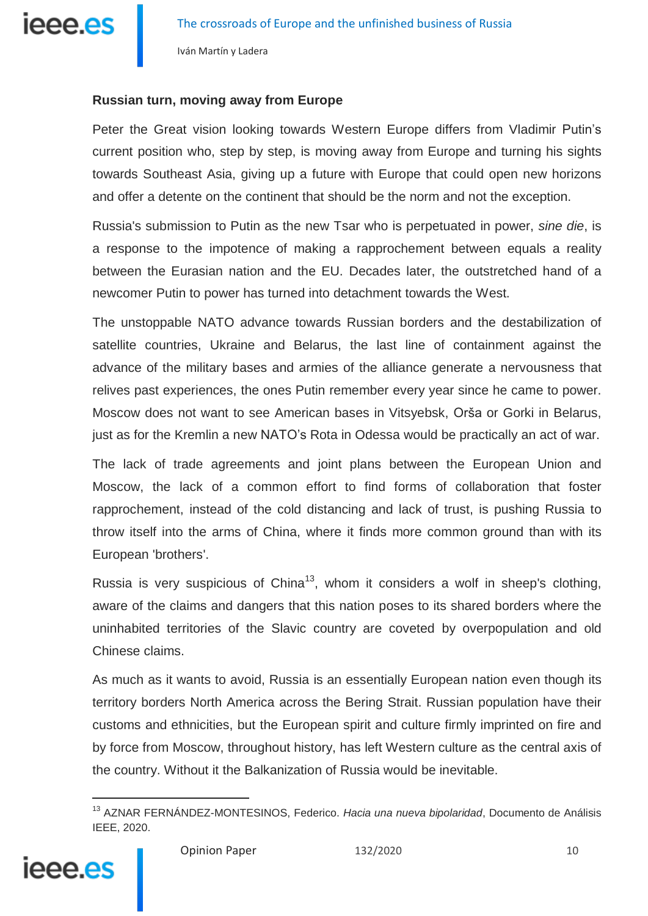## Russian turn, moving away from Europe

Peter the Great vision looking towards Western Europe differs from Vladimir Putin's current position who, step by step, is moving away from Europe and turning his sights towards Southeast Asia, giving up a future with Europe that could open new horizons and offer a detente on the continent that should be the norm and not the exception.

Russia's submission to Putin as the new Tsar who is perpetuated in power, *sine die*, is a response to the impotence of making a rapprochement between equals a reality between the Eurasian nation and the EU. Decades later, the outstretched hand of a newcomer Putin to power has turned into detachment towards the West.

The unstoppable NATO advance towards Russian borders and the destabilization of satellite countries, Ukraine and Belarus, the last line of containment against the advance of the military bases and armies of the alliance generate a nervousness that relives past experiences, the ones Putin remember every year since he came to power. Moscow does not want to see American bases in Vitsyebsk, Orša or Gorki in Belarus, just as for the Kremlin a new NATO's Rota in Odessa would be practically an act of war.

The lack of trade agreements and joint plans between the European Union and Moscow, the lack of a common effort to find forms of collaboration that foster rapprochement, instead of the cold distancing and lack of trust, is pushing Russia to throw itself into the arms of China, where it finds more common ground than with its European 'brothers'.

Russia is very suspicious of China[13], whom it considers a wolf in sheep's clothing, aware of the claims and dangers that this nation poses to its shared borders where the uninhabited territories of the Slavic country are coveted by overpopulation and old Chinese claims.

As much as it wants to avoid, Russia is an essentially European nation even though its territory borders North America across the Bering Strait. Russian population have their customs and ethnicities, but the European spirit and culture firmly imprinted on fire and by force from Moscow, throughout history, has left Western culture as the central axis of the country. Without it the Balkanization of Russia would be inevitable.

---

[13] AZNAR FERNÁNDEZ-MONTESINOS, Federico. *Hacia una nueva bipolaridad*, Documento de Análisis IEEE, 2020.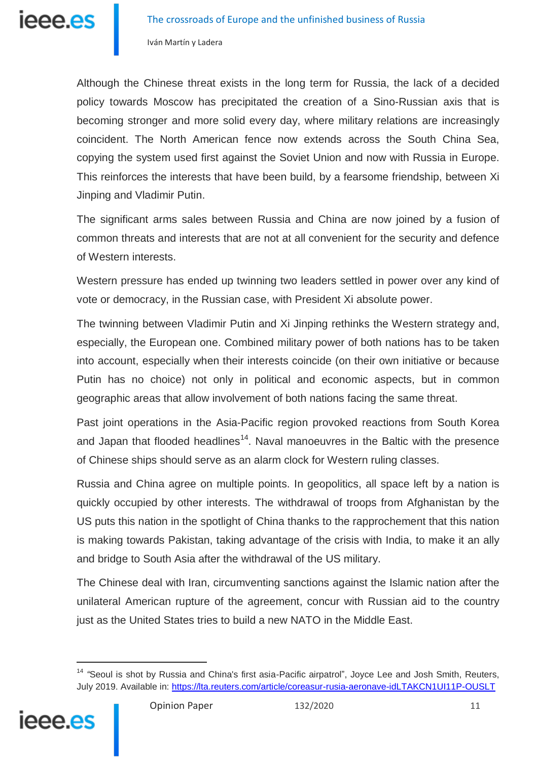Although the Chinese threat exists in the long term for Russia, the lack of a decided policy towards Moscow has precipitated the creation of a Sino-Russian axis that is becoming stronger and more solid every day, where military relations are increasingly coincident. The North American fence now extends across the South China Sea, copying the system used first against the Soviet Union and now with Russia in Europe. This reinforces the interests that have been build, by a fearsome friendship, between Xi Jinping and Vladimir Putin.

The significant arms sales between Russia and China are now joined by a fusion of common threats and interests that are not at all convenient for the security and defence of Western interests.

Western pressure has ended up twinning two leaders settled in power over any kind of vote or democracy, in the Russian case, with President Xi absolute power.

The twinning between Vladimir Putin and Xi Jinping rethinks the Western strategy and, especially, the European one. Combined military power of both nations has to be taken into account, especially when their interests coincide (on their own initiative or because Putin has no choice) not only in political and economic aspects, but in common geographic areas that allow involvement of both nations facing the same threat.

Past joint operations in the Asia-Pacific region provoked reactions from South Korea and Japan that flooded headlines[14]. Naval manoeuvres in the Baltic with the presence of Chinese ships should serve as an alarm clock for Western ruling classes.

Russia and China agree on multiple points. In geopolitics, all space left by a nation is quickly occupied by other interests. The withdrawal of troops from Afghanistan by the US puts this nation in the spotlight of China thanks to the rapprochement that this nation is making towards Pakistan, taking advantage of the crisis with India, to make it an ally and bridge to South Asia after the withdrawal of the US military.

The Chinese deal with Iran, circumventing sanctions against the Islamic nation after the unilateral American rupture of the agreement, concur with Russian aid to the country just as the United States tries to build a new NATO in the Middle East.

---

[14] "Seoul is shot by Russia and China's first asia-Pacific airpatrol", Joyce Lee and Josh Smith, Reuters, July 2019. Available in: https://lta.reuters.com/article/coreasur-rusia-aeronave-idLTAKCN1UI11P-OUSLT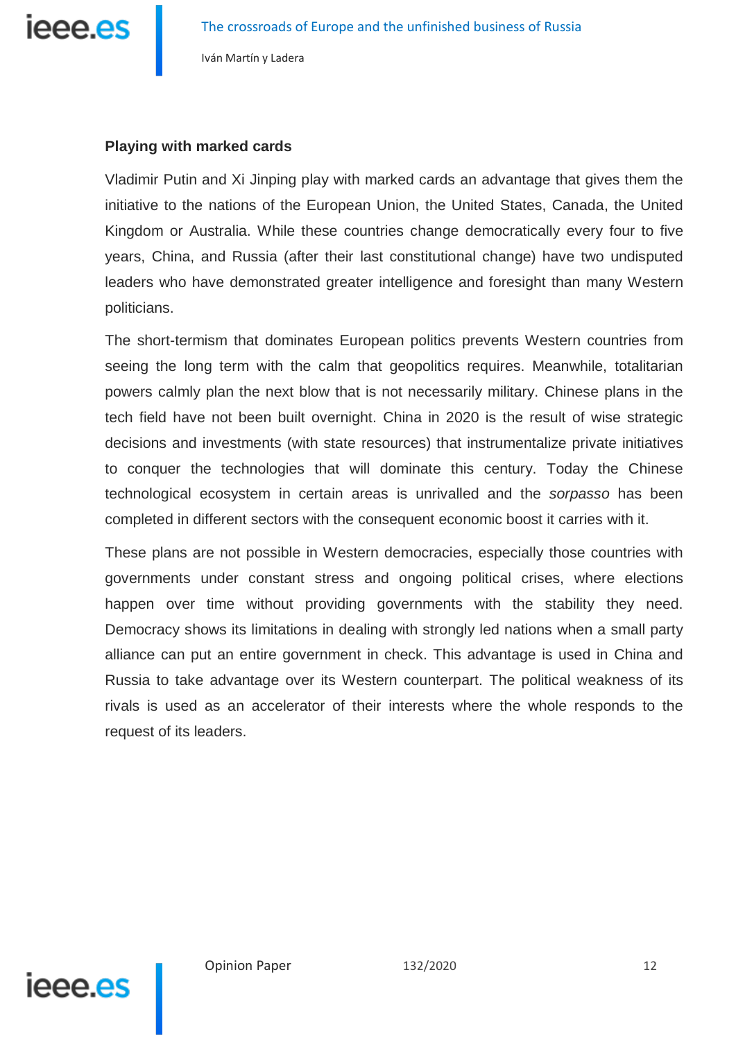**Playing with marked cards**

Vladimir Putin and Xi Jinping play with marked cards an advantage that gives them the initiative to the nations of the European Union, the United States, Canada, the United Kingdom or Australia. While these countries change democratically every four to five years, China, and Russia (after their last constitutional change) have two undisputed leaders who have demonstrated greater intelligence and foresight than many Western politicians.

The short-termism that dominates European politics prevents Western countries from seeing the long term with the calm that geopolitics requires. Meanwhile, totalitarian powers calmly plan the next blow that is not necessarily military. Chinese plans in the tech field have not been built overnight. China in 2020 is the result of wise strategic decisions and investments (with state resources) that instrumentalize private initiatives to conquer the technologies that will dominate this century. Today the Chinese technological ecosystem in certain areas is unrivalled and the *sorpasso* has been completed in different sectors with the consequent economic boost it carries with it.

These plans are not possible in Western democracies, especially those countries with governments under constant stress and ongoing political crises, where elections happen over time without providing governments with the stability they need. Democracy shows its limitations in dealing with strongly led nations when a small party alliance can put an entire government in check. This advantage is used in China and Russia to take advantage over its Western counterpart. The political weakness of its rivals is used as an accelerator of their interests where the whole responds to the request of its leaders.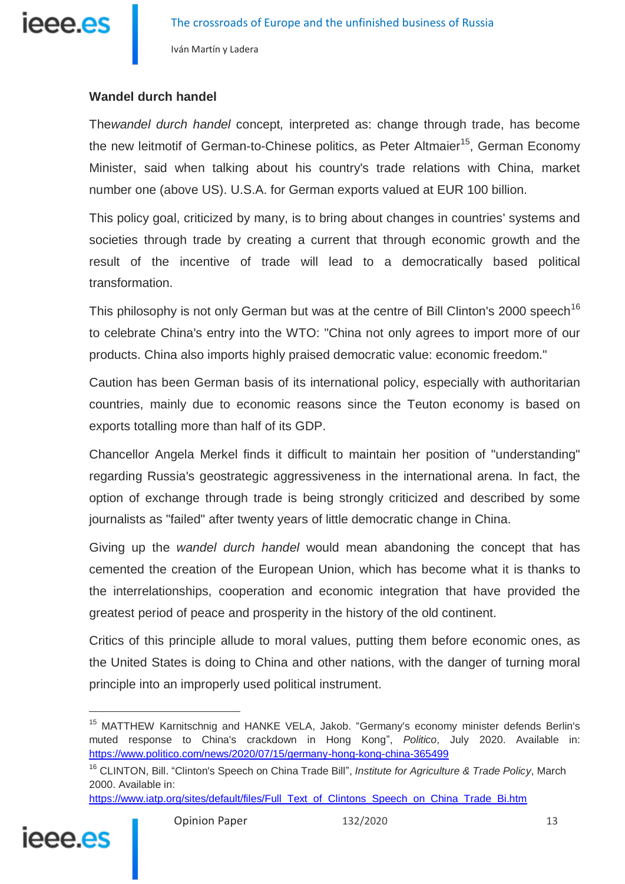**Wandel durch handel**

The*wandel durch handel* concept*,* interpreted as: change through trade, has become the new leitmotif of German-to-Chinese politics, as Peter Altmaier[15], German Economy Minister, said when talking about his country's trade relations with China, market number one (above US). U.S.A. for German exports valued at EUR 100 billion.

This policy goal, criticized by many, is to bring about changes in countries' systems and societies through trade by creating a current that through economic growth and the result of the incentive of trade will lead to a democratically based political transformation.

This philosophy is not only German but was at the centre of Bill Clinton's 2000 speech[16] to celebrate China's entry into the WTO: "China not only agrees to import more of our products. China also imports highly praised democratic value: economic freedom."

Caution has been German basis of its international policy, especially with authoritarian countries, mainly due to economic reasons since the Teuton economy is based on exports totalling more than half of its GDP.

Chancellor Angela Merkel finds it difficult to maintain her position of "understanding" regarding Russia's geostrategic aggressiveness in the international arena. In fact, the option of exchange through trade is being strongly criticized and described by some journalists as "failed" after twenty years of little democratic change in China.

Giving up the *wandel durch handel* would mean abandoning the concept that has cemented the creation of the European Union, which has become what it is thanks to the interrelationships, cooperation and economic integration that have provided the greatest period of peace and prosperity in the history of the old continent.

Critics of this principle allude to moral values, putting them before economic ones, as the United States is doing to China and other nations, with the danger of turning moral principle into an improperly used political instrument.

---

[15] MATTHEW Karnitschnig and HANKE VELA, Jakob. "Germany's economy minister defends Berlin's muted response to China's crackdown in Hong Kong", *Politico*, July 2020. Available in: https://www.politico.com/news/2020/07/15/germany-hong-kong-china-365499

[16] CLINTON, Bill. "Clinton's Speech on China Trade Bill", *Institute for Agriculture & Trade Policy*, March 2000. Available in: https://www.iatp.org/sites/default/files/Full_Text_of_Clintons_Speech_on_China_Trade_Bi.htm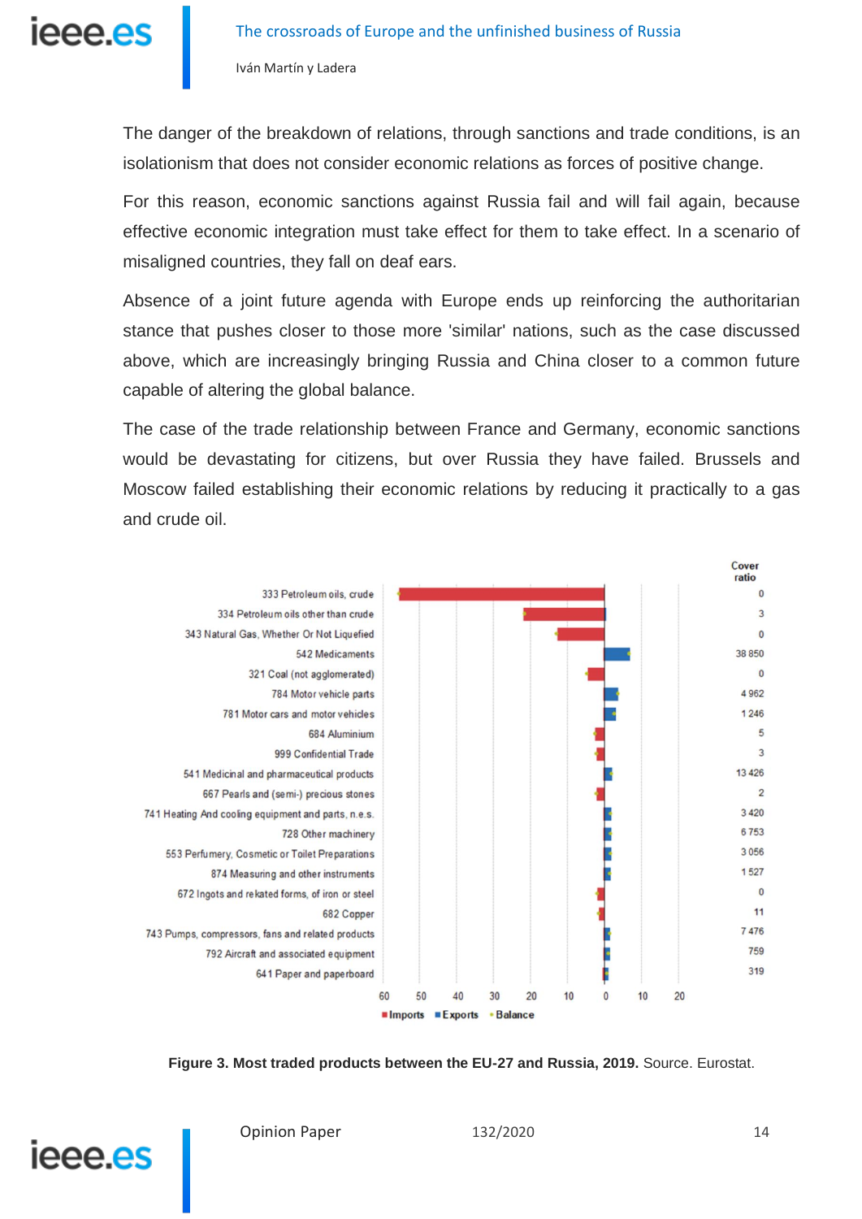The danger of the breakdown of relations, through sanctions and trade conditions, is an isolationism that does not consider economic relations as forces of positive change.

For this reason, economic sanctions against Russia fail and will fail again, because effective economic integration must take effect for them to take effect. In a scenario of misaligned countries, they fall on deaf ears.

Absence of a joint future agenda with Europe ends up reinforcing the authoritarian stance that pushes closer to those more 'similar' nations, such as the case discussed above, which are increasingly bringing Russia and China closer to a common future capable of altering the global balance.

The case of the trade relationship between France and Germany, economic sanctions would be devastating for citizens, but over Russia they have failed. Brussels and Moscow failed establishing their economic relations by reducing it practically to a gas and crude oil.

| Product | Cover ratio |
|---|---|
| 333 Petroleum oils, crude | 0 |
| 334 Petroleum oils other than crude | 3 |
| 343 Natural Gas, Whether Or Not Liquefied | 0 |
| 542 Medicaments | 38 850 |
| 321 Coal (not agglomerated) | 0 |
| 784 Motor vehicle parts | 4 962 |
| 781 Motor cars and motor vehicles | 1 246 |
| 684 Aluminium | 5 |
| 999 Confidential Trade | 3 |
| 541 Medicinal and pharmaceutical products | 13 426 |
| 667 Pearls and (semi-) precious stones | 2 |
| 741 Heating And cooling equipment and parts, n.e.s. | 3 420 |
| 728 Other machinery | 6 753 |
| 553 Perfumery, Cosmetic or Toilet Preparations | 3 056 |
| 874 Measuring and other instruments | 1 527 |
| 672 Ingots and rekated forms, of iron or steel | 0 |
| 682 Copper | 11 |
| 743 Pumps, compressors, fans and related products | 7 476 |
| 792 Aircraft and associated equipment | 759 |
| 641 Paper and paperboard | 319 |

Imports / Exports / Balance

**Figure 3. Most traded products between the EU-27 and Russia, 2019.** Source. Eurostat.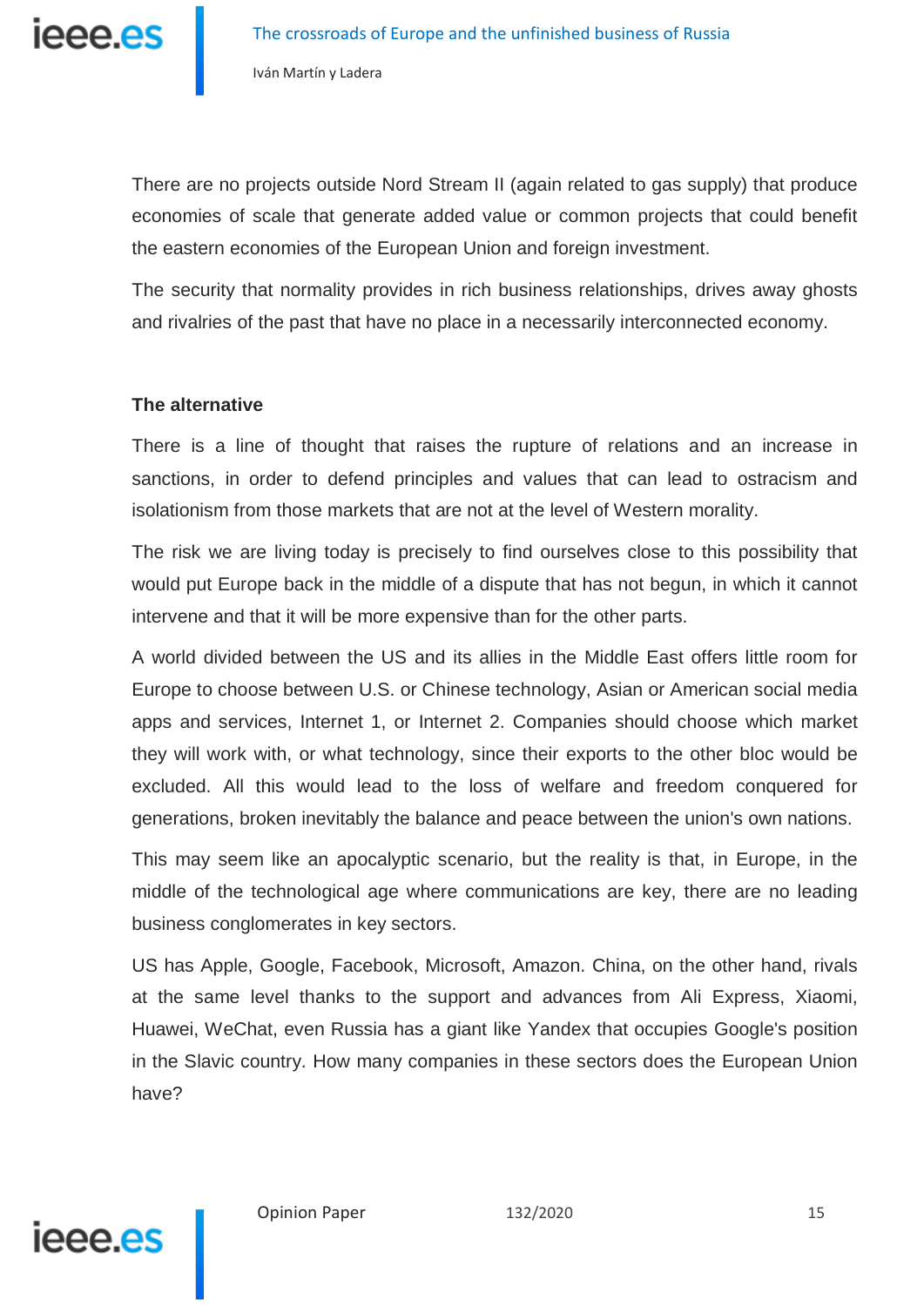There are no projects outside Nord Stream II (again related to gas supply) that produce economies of scale that generate added value or common projects that could benefit the eastern economies of the European Union and foreign investment.

The security that normality provides in rich business relationships, drives away ghosts and rivalries of the past that have no place in a necessarily interconnected economy.

### The alternative

There is a line of thought that raises the rupture of relations and an increase in sanctions, in order to defend principles and values that can lead to ostracism and isolationism from those markets that are not at the level of Western morality.

The risk we are living today is precisely to find ourselves close to this possibility that would put Europe back in the middle of a dispute that has not begun, in which it cannot intervene and that it will be more expensive than for the other parts.

A world divided between the US and its allies in the Middle East offers little room for Europe to choose between U.S. or Chinese technology, Asian or American social media apps and services, Internet 1, or Internet 2. Companies should choose which market they will work with, or what technology, since their exports to the other bloc would be excluded. All this would lead to the loss of welfare and freedom conquered for generations, broken inevitably the balance and peace between the union's own nations.

This may seem like an apocalyptic scenario, but the reality is that, in Europe, in the middle of the technological age where communications are key, there are no leading business conglomerates in key sectors.

US has Apple, Google, Facebook, Microsoft, Amazon. China, on the other hand, rivals at the same level thanks to the support and advances from Ali Express, Xiaomi, Huawei, WeChat, even Russia has a giant like Yandex that occupies Google's position in the Slavic country. How many companies in these sectors does the European Union have?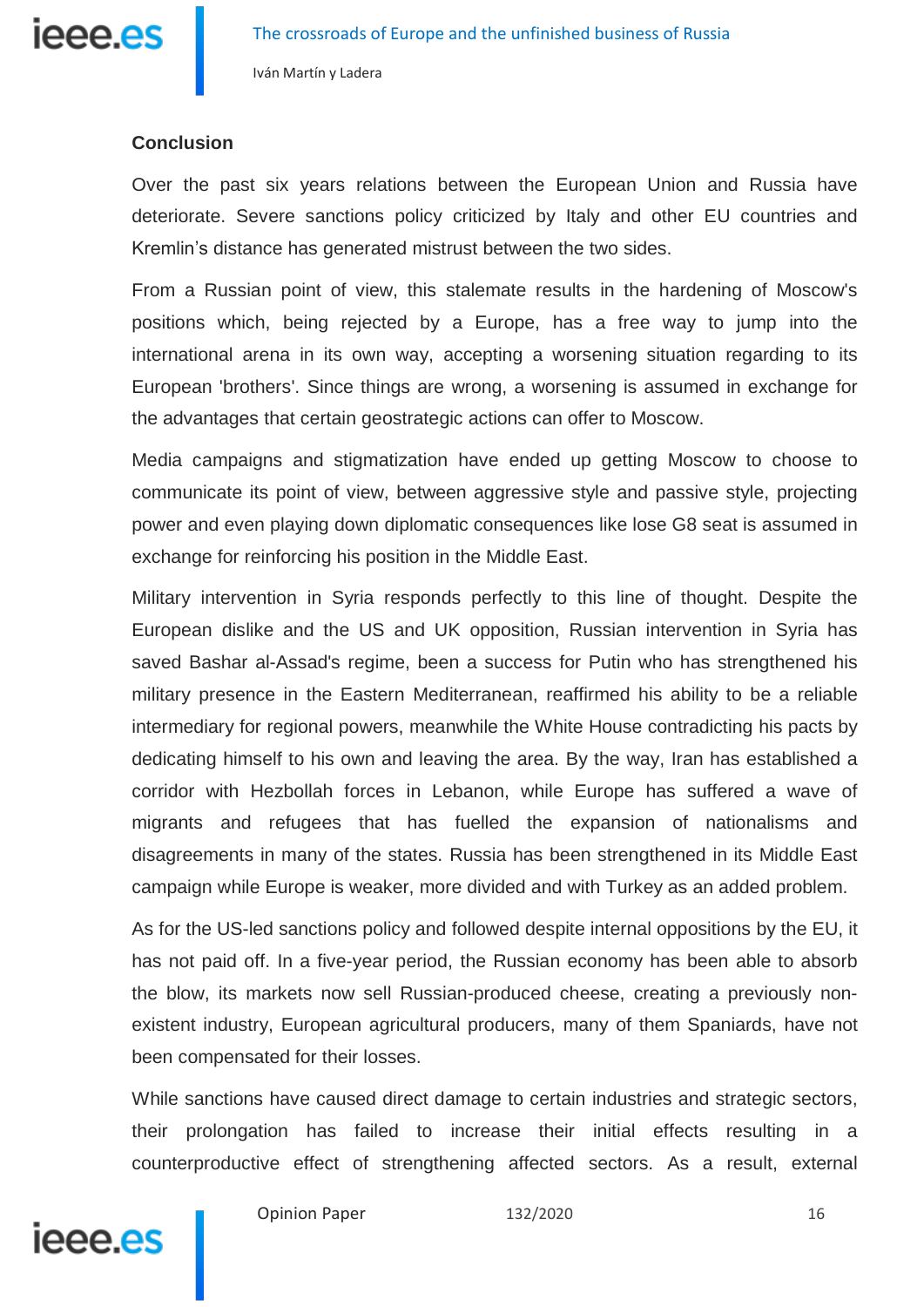## Conclusion

Over the past six years relations between the European Union and Russia have deteriorate. Severe sanctions policy criticized by Italy and other EU countries and Kremlin's distance has generated mistrust between the two sides.

From a Russian point of view, this stalemate results in the hardening of Moscow's positions which, being rejected by a Europe, has a free way to jump into the international arena in its own way, accepting a worsening situation regarding to its European 'brothers'. Since things are wrong, a worsening is assumed in exchange for the advantages that certain geostrategic actions can offer to Moscow.

Media campaigns and stigmatization have ended up getting Moscow to choose to communicate its point of view, between aggressive style and passive style, projecting power and even playing down diplomatic consequences like lose G8 seat is assumed in exchange for reinforcing his position in the Middle East.

Military intervention in Syria responds perfectly to this line of thought. Despite the European dislike and the US and UK opposition, Russian intervention in Syria has saved Bashar al-Assad's regime, been a success for Putin who has strengthened his military presence in the Eastern Mediterranean, reaffirmed his ability to be a reliable intermediary for regional powers, meanwhile the White House contradicting his pacts by dedicating himself to his own and leaving the area. By the way, Iran has established a corridor with Hezbollah forces in Lebanon, while Europe has suffered a wave of migrants and refugees that has fuelled the expansion of nationalisms and disagreements in many of the states. Russia has been strengthened in its Middle East campaign while Europe is weaker, more divided and with Turkey as an added problem.

As for the US-led sanctions policy and followed despite internal oppositions by the EU, it has not paid off. In a five-year period, the Russian economy has been able to absorb the blow, its markets now sell Russian-produced cheese, creating a previously non-existent industry, European agricultural producers, many of them Spaniards, have not been compensated for their losses.

While sanctions have caused direct damage to certain industries and strategic sectors, their prolongation has failed to increase their initial effects resulting in a counterproductive effect of strengthening affected sectors. As a result, external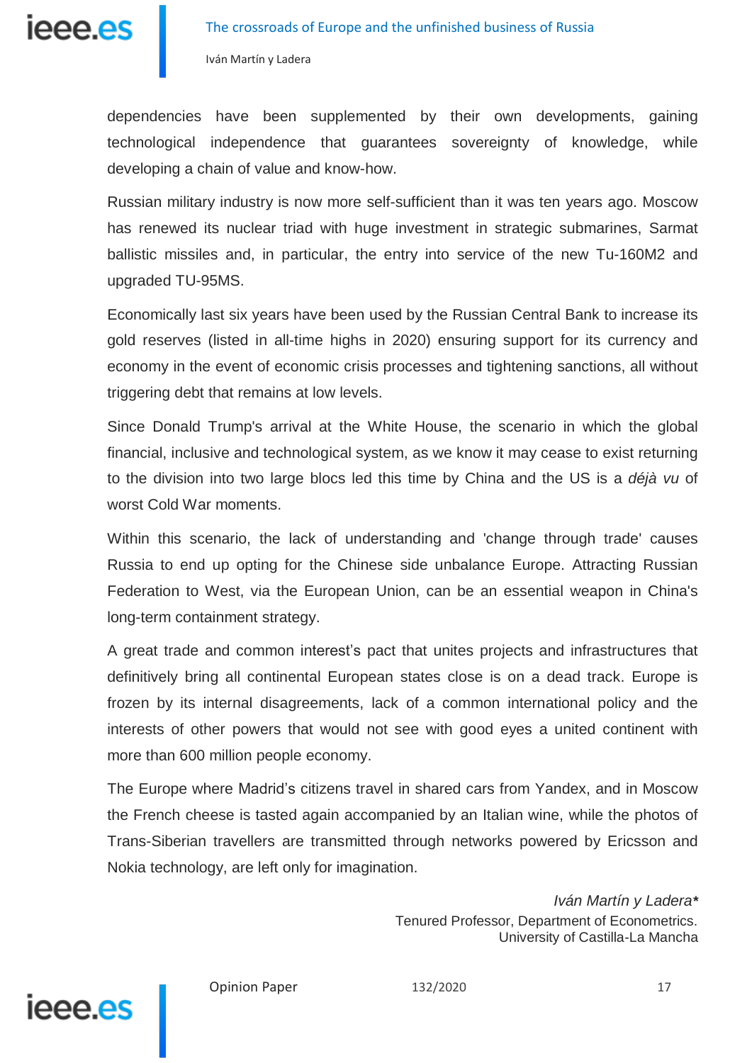dependencies have been supplemented by their own developments, gaining technological independence that guarantees sovereignty of knowledge, while developing a chain of value and know-how.

Russian military industry is now more self-sufficient than it was ten years ago. Moscow has renewed its nuclear triad with huge investment in strategic submarines, Sarmat ballistic missiles and, in particular, the entry into service of the new Tu-160M2 and upgraded TU-95MS.

Economically last six years have been used by the Russian Central Bank to increase its gold reserves (listed in all-time highs in 2020) ensuring support for its currency and economy in the event of economic crisis processes and tightening sanctions, all without triggering debt that remains at low levels.

Since Donald Trump's arrival at the White House, the scenario in which the global financial, inclusive and technological system, as we know it may cease to exist returning to the division into two large blocs led this time by China and the US is a *déjà vu* of worst Cold War moments.

Within this scenario, the lack of understanding and 'change through trade' causes Russia to end up opting for the Chinese side unbalance Europe. Attracting Russian Federation to West, via the European Union, can be an essential weapon in China's long-term containment strategy.

A great trade and common interest's pact that unites projects and infrastructures that definitively bring all continental European states close is on a dead track. Europe is frozen by its internal disagreements, lack of a common international policy and the interests of other powers that would not see with good eyes a united continent with more than 600 million people economy.

The Europe where Madrid's citizens travel in shared cars from Yandex, and in Moscow the French cheese is tasted again accompanied by an Italian wine, while the photos of Trans-Siberian travellers are transmitted through networks powered by Ericsson and Nokia technology, are left only for imagination.

*Iván Martín y Ladera****

Tenured Professor, Department of Econometrics.
University of Castilla-La Mancha